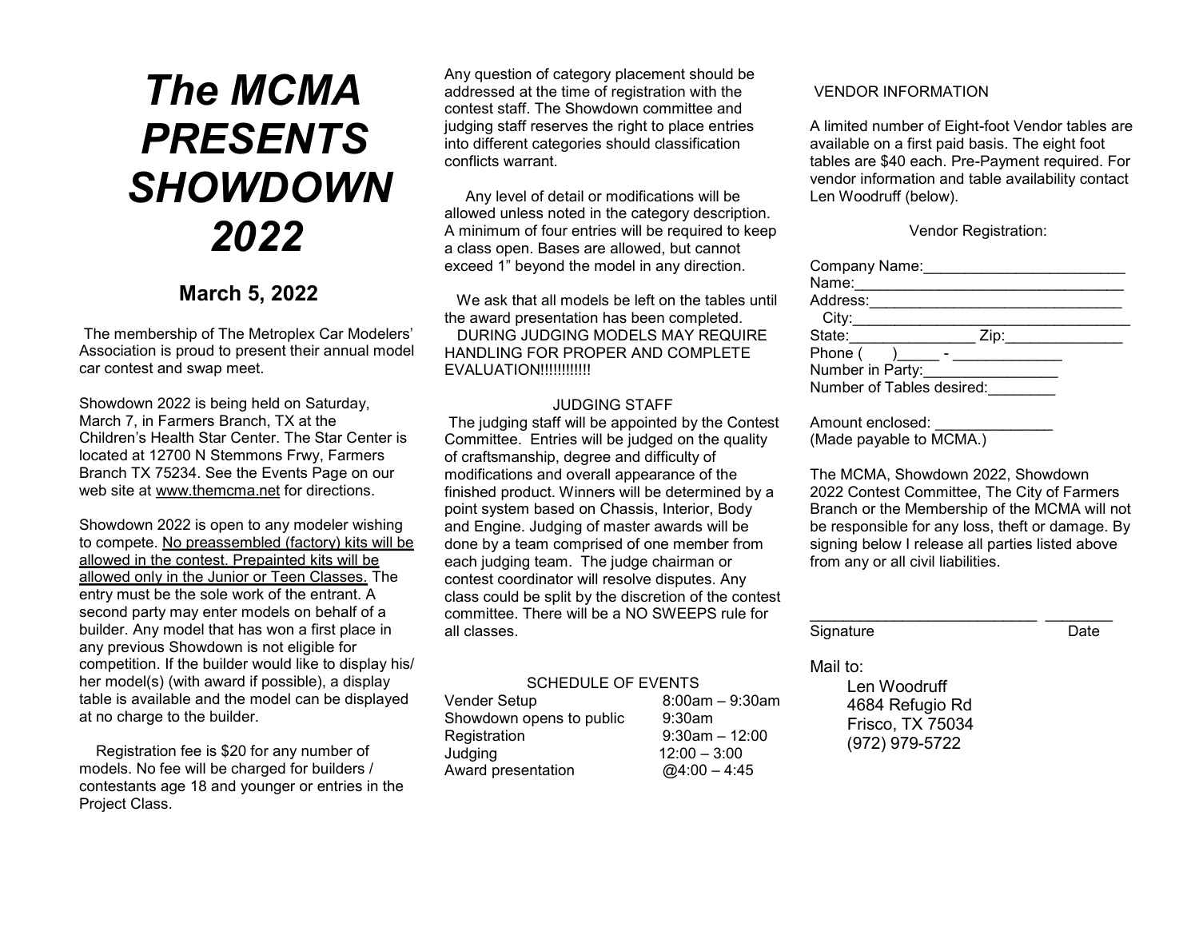# The MCMA PRESENTS SHOWDOWN 2022

## March 5, 2022

The membership of The Metroplex Car Modelers' Association is proud to present their annual model car contest and swap meet.

Showdown 2022 is being held on Saturday, March 7, in Farmers Branch, TX at the Children's Health Star Center. The Star Center is located at 12700 N Stemmons Frwy, Farmers Branch TX 75234. See the Events Page on our web site at www.themcma.net for directions.

Showdown 2022 is open to any modeler wishing to compete. <u>No preassembled (factory) kits will be allowed in the contest. Prepainted kits will be allowed only in the Junior or Teen Classes.</u> The entry must be the sole work of the entrant. A second party may enter models on behalf of a builder. Any model that has won a first place in any previous Showdown is not eligible for competition. If the builder would like to display his/ her model(s) (with award if possible), a display table is available and the model can be displayed at no charge to the builder.

Registration fee is $20 for any number of models. No fee will be charged for builders / contestants age 18 and younger or entries in the Project Class.

Any question of category placement should be addressed at the time of registration with the contest staff. The Showdown committee and judging staff reserves the right to place entries into different categories should classification conflicts warrant.

Any level of detail or modifications will be allowed unless noted in the category description. A minimum of four entries will be required to keep a class open. Bases are allowed, but cannot exceed 1" beyond the model in any direction.

We ask that all models be left on the tables until the award presentation has been completed.
DURING JUDGING MODELS MAY REQUIRE HANDLING FOR PROPER AND COMPLETE EVALUATION!!!!!!!!!!!!

### JUDGING STAFF

The judging staff will be appointed by the Contest Committee. Entries will be judged on the quality of craftsmanship, degree and difficulty of modifications and overall appearance of the finished product. Winners will be determined by a point system based on Chassis, Interior, Body and Engine. Judging of master awards will be done by a team comprised of one member from each judging team. The judge chairman or contest coordinator will resolve disputes. Any class could be split by the discretion of the contest committee. There will be a NO SWEEPS rule for all classes.

### SCHEDULE OF EVENTS

| | |
|---|---|
| Vender Setup | 8:00am – 9:30am |
| Showdown opens to public | 9:30am |
| Registration | 9:30am – 12:00 |
| Judging | 12:00 – 3:00 |
| Award presentation | @4:00 – 4:45 |

### VENDOR INFORMATION

A limited number of Eight-foot Vendor tables are available on a first paid basis. The eight foot tables are $40 each. Pre-Payment required. For vendor information and table availability contact Len Woodruff (below).

Vendor Registration:

Company Name:________________________
Name:________________________________
Address:______________________________
City:_________________________________
State:_______________ Zip:______________
Phone (     )_____ - _____________
Number in Party:________________
Number of Tables desired:________

Amount enclosed: ______________
(Made payable to MCMA.)

The MCMA, Showdown 2022, Showdown 2022 Contest Committee, The City of Farmers Branch or the Membership of the MCMA will not be responsible for any loss, theft or damage. By signing below I release all parties listed above from any or all civil liabilities.

___________________________ ________
Signature Date

Mail to:
Len Woodruff
4684 Refugio Rd
Frisco, TX 75034
(972) 979-5722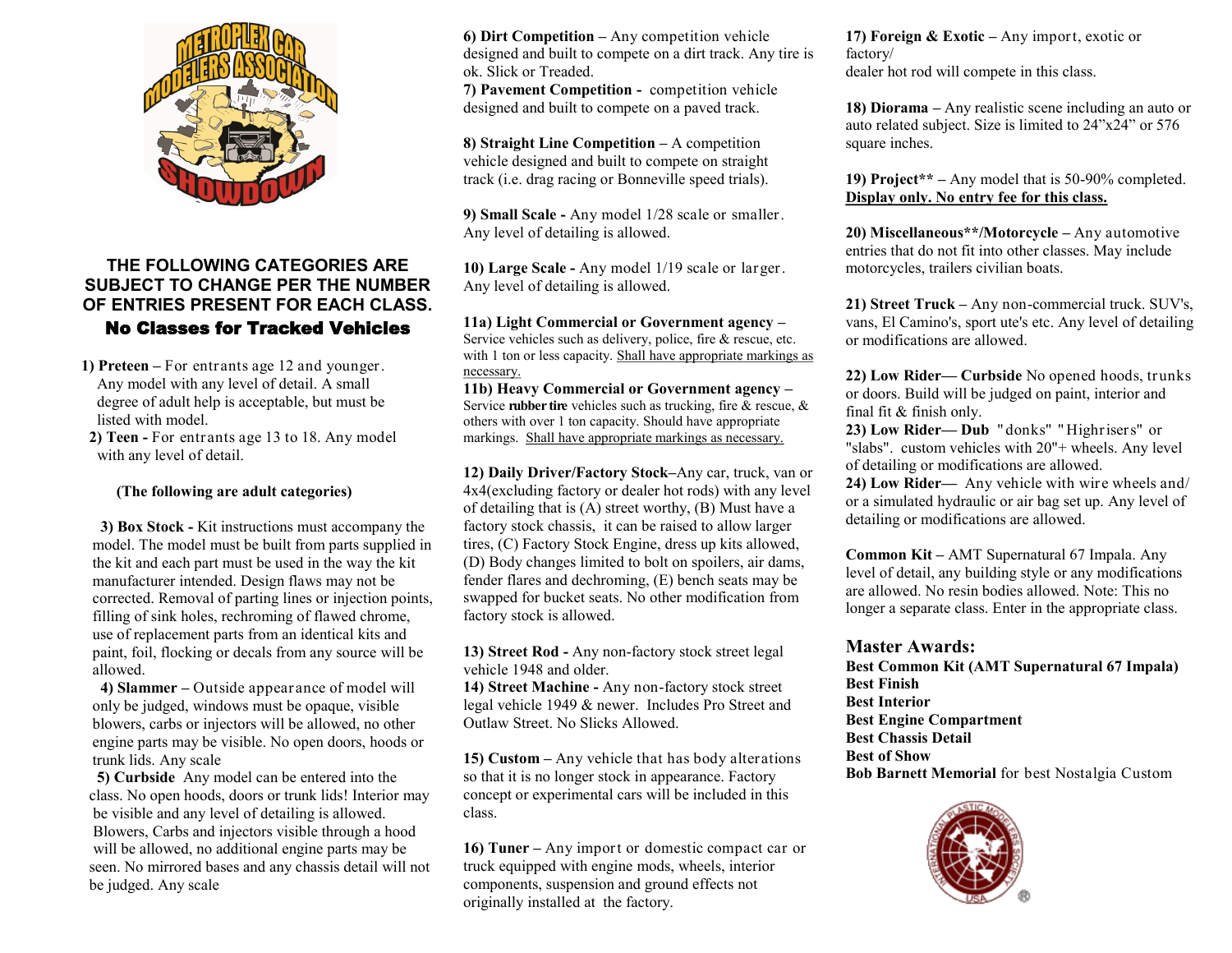THE FOLLOWING CATEGORIES ARE SUBJECT TO CHANGE PER THE NUMBER OF ENTRIES PRESENT FOR EACH CLASS.

**No Classes for Tracked Vehicles**

**1) Preteen –** For entrants age 12 and younger. Any model with any level of detail. A small degree of adult help is acceptable, but must be listed with model.

**2) Teen -** For entrants age 13 to 18. Any model with any level of detail.

**(The following are adult categories)**

**3) Box Stock -** Kit instructions must accompany the model. The model must be built from parts supplied in the kit and each part must be used in the way the kit manufacturer intended. Design flaws may not be corrected. Removal of parting lines or injection points, filling of sink holes, rechroming of flawed chrome, use of replacement parts from an identical kits and paint, foil, flocking or decals from any source will be allowed.

**4) Slammer –** Outside appearance of model will only be judged, windows must be opaque, visible blowers, carbs or injectors will be allowed, no other engine parts may be visible. No open doors, hoods or trunk lids. Any scale

**5) Curbside** Any model can be entered into the class. No open hoods, doors or trunk lids! Interior may be visible and any level of detailing is allowed. Blowers, Carbs and injectors visible through a hood will be allowed, no additional engine parts may be seen. No mirrored bases and any chassis detail will not be judged. Any scale

**6) Dirt Competition –** Any competition vehicle designed and built to compete on a dirt track. Any tire is ok. Slick or Treaded.

**7) Pavement Competition -** competition vehicle designed and built to compete on a paved track.

**8) Straight Line Competition –** A competition vehicle designed and built to compete on straight track (i.e. drag racing or Bonneville speed trials).

**9) Small Scale -** Any model 1/28 scale or smaller. Any level of detailing is allowed.

**10) Large Scale -** Any model 1/19 scale or larger. Any level of detailing is allowed.

**11a) Light Commercial or Government agency –** Service vehicles such as delivery, police, fire & rescue, etc. with 1 ton or less capacity. Shall have appropriate markings as necessary.

**11b) Heavy Commercial or Government agency –** Service **rubber tire** vehicles such as trucking, fire & rescue, & others with over 1 ton capacity. Should have appropriate markings. Shall have appropriate markings as necessary.

**12) Daily Driver/Factory Stock–**Any car, truck, van or 4x4(excluding factory or dealer hot rods) with any level of detailing that is (A) street worthy, (B) Must have a factory stock chassis, it can be raised to allow larger tires, (C) Factory Stock Engine, dress up kits allowed, (D) Body changes limited to bolt on spoilers, air dams, fender flares and dechroming, (E) bench seats may be swapped for bucket seats. No other modification from factory stock is allowed.

**13) Street Rod -** Any non-factory stock street legal vehicle 1948 and older.

**14) Street Machine -** Any non-factory stock street legal vehicle 1949 & newer. Includes Pro Street and Outlaw Street. No Slicks Allowed.

**15) Custom –** Any vehicle that has body alterations so that it is no longer stock in appearance. Factory concept or experimental cars will be included in this class.

**16) Tuner –** Any import or domestic compact car or truck equipped with engine mods, wheels, interior components, suspension and ground effects not originally installed at the factory.

**17) Foreign & Exotic –** Any import, exotic or factory/ dealer hot rod will compete in this class.

**18) Diorama –** Any realistic scene including an auto or auto related subject. Size is limited to 24"x24" or 576 square inches.

**19) Project** –** Any model that is 50-90% completed. **Display only. No entry fee for this class.**

**20) Miscellaneous**/Motorcycle –** Any automotive entries that do not fit into other classes. May include motorcycles, trailers civilian boats.

**21) Street Truck –** Any non-commercial truck. SUV's, vans, El Camino's, sport ute's etc. Any level of detailing or modifications are allowed.

**22) Low Rider— Curbside** No opened hoods, trunks or doors. Build will be judged on paint, interior and final fit & finish only.

**23) Low Rider— Dub** "donks" "Highrisers" or "slabs". custom vehicles with 20"+ wheels. Any level of detailing or modifications are allowed.

**24) Low Rider—** Any vehicle with wire wheels and/ or a simulated hydraulic or air bag set up. Any level of detailing or modifications are allowed.

**Common Kit –** AMT Supernatural 67 Impala. Any level of detail, any building style or any modifications are allowed. No resin bodies allowed. Note: This no longer a separate class. Enter in the appropriate class.

## Master Awards:

**Best Common Kit (AMT Supernatural 67 Impala)**
**Best Finish**
**Best Interior**
**Best Engine Compartment**
**Best Chassis Detail**
**Best of Show**
**Bob Barnett Memorial** for best Nostalgia Custom